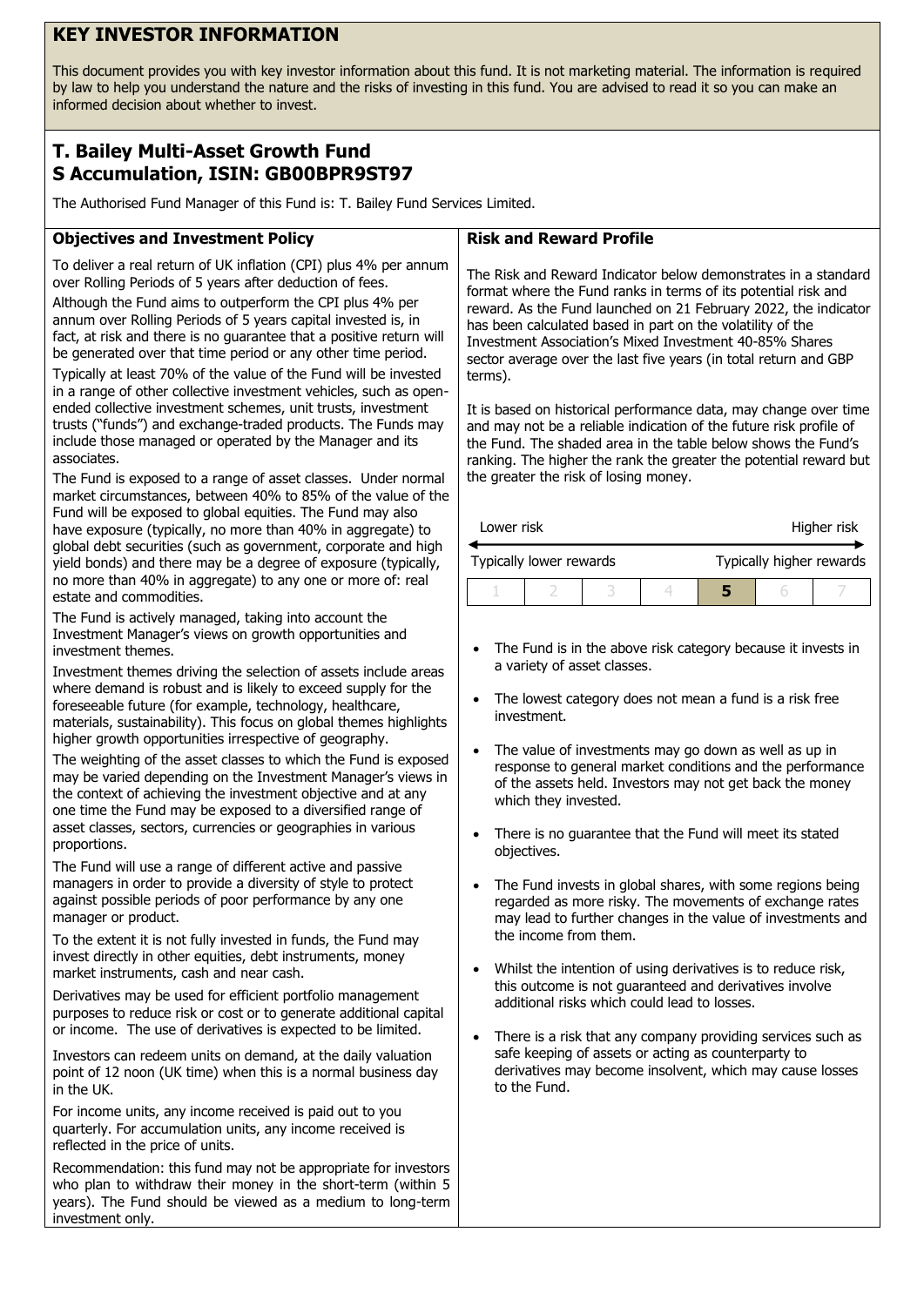# KEY INVESTOR INFORMATION

This document provides you with key investor information about this fund. It is not marketing material. The information is required by law to help you understand the nature and the risks of investing in this fund. You are advised to read it so you can make an informed decision about whether to invest.

## T. Bailey Multi-Asset Growth Fund
## S Accumulation, ISIN: GB00BPR9ST97

The Authorised Fund Manager of this Fund is: T. Bailey Fund Services Limited.

### Objectives and Investment Policy

To deliver a real return of UK inflation (CPI) plus 4% per annum over Rolling Periods of 5 years after deduction of fees.

Although the Fund aims to outperform the CPI plus 4% per annum over Rolling Periods of 5 years capital invested is, in fact, at risk and there is no guarantee that a positive return will be generated over that time period or any other time period.

Typically at least 70% of the value of the Fund will be invested in a range of other collective investment vehicles, such as open-ended collective investment schemes, unit trusts, investment trusts ("funds") and exchange-traded products. The Funds may include those managed or operated by the Manager and its associates.

The Fund is exposed to a range of asset classes. Under normal market circumstances, between 40% to 85% of the value of the Fund will be exposed to global equities. The Fund may also have exposure (typically, no more than 40% in aggregate) to global debt securities (such as government, corporate and high yield bonds) and there may be a degree of exposure (typically, no more than 40% in aggregate) to any one or more of: real estate and commodities.

The Fund is actively managed, taking into account the Investment Manager's views on growth opportunities and investment themes.

Investment themes driving the selection of assets include areas where demand is robust and is likely to exceed supply for the foreseeable future (for example, technology, healthcare, materials, sustainability). This focus on global themes highlights higher growth opportunities irrespective of geography.

The weighting of the asset classes to which the Fund is exposed may be varied depending on the Investment Manager's views in the context of achieving the investment objective and at any one time the Fund may be exposed to a diversified range of asset classes, sectors, currencies or geographies in various proportions.

The Fund will use a range of different active and passive managers in order to provide a diversity of style to protect against possible periods of poor performance by any one manager or product.

To the extent it is not fully invested in funds, the Fund may invest directly in other equities, debt instruments, money market instruments, cash and near cash.

Derivatives may be used for efficient portfolio management purposes to reduce risk or cost or to generate additional capital or income. The use of derivatives is expected to be limited.

Investors can redeem units on demand, at the daily valuation point of 12 noon (UK time) when this is a normal business day in the UK.

For income units, any income received is paid out to you quarterly. For accumulation units, any income received is reflected in the price of units.

Recommendation: this fund may not be appropriate for investors who plan to withdraw their money in the short-term (within 5 years). The Fund should be viewed as a medium to long-term investment only.

### Risk and Reward Profile

The Risk and Reward Indicator below demonstrates in a standard format where the Fund ranks in terms of its potential risk and reward. As the Fund launched on 21 February 2022, the indicator has been calculated based in part on the volatility of the Investment Association's Mixed Investment 40-85% Shares sector average over the last five years (in total return and GBP terms).

It is based on historical performance data, may change over time and may not be a reliable indication of the future risk profile of the Fund. The shaded area in the table below shows the Fund's ranking. The higher the rank the greater the potential reward but the greater the risk of losing money.

| Lower risk | | | | | | Higher risk |
|---|---|---|---|---|---|---|
| Typically lower rewards | | | | | | Typically higher rewards |
| 1 | 2 | 3 | 4 | **5** | 6 | 7 |

- The Fund is in the above risk category because it invests in a variety of asset classes.
- The lowest category does not mean a fund is a risk free investment.
- The value of investments may go down as well as up in response to general market conditions and the performance of the assets held. Investors may not get back the money which they invested.
- There is no guarantee that the Fund will meet its stated objectives.
- The Fund invests in global shares, with some regions being regarded as more risky. The movements of exchange rates may lead to further changes in the value of investments and the income from them.
- Whilst the intention of using derivatives is to reduce risk, this outcome is not guaranteed and derivatives involve additional risks which could lead to losses.
- There is a risk that any company providing services such as safe keeping of assets or acting as counterparty to derivatives may become insolvent, which may cause losses to the Fund.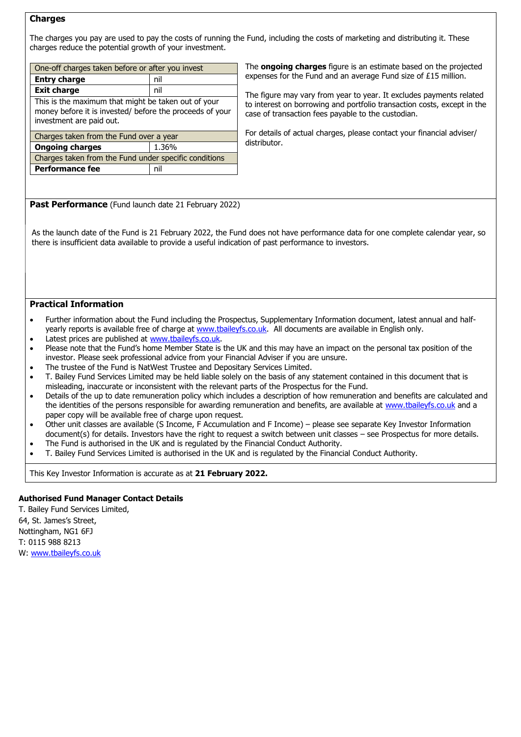## Charges

The charges you pay are used to pay the costs of running the Fund, including the costs of marketing and distributing it. These charges reduce the potential growth of your investment.

| One-off charges taken before or after you invest | |
|---|---|
| **Entry charge** | nil |
| **Exit charge** | nil |
| This is the maximum that might be taken out of your money before it is invested/ before the proceeds of your investment are paid out. | |
| Charges taken from the Fund over a year | |
| **Ongoing charges** | 1.36% |
| Charges taken from the Fund under specific conditions | |
| **Performance fee** | nil |

The **ongoing charges** figure is an estimate based on the projected expenses for the Fund and an average Fund size of £15 million.

The figure may vary from year to year. It excludes payments related to interest on borrowing and portfolio transaction costs, except in the case of transaction fees payable to the custodian.

For details of actual charges, please contact your financial adviser/ distributor.

## Past Performance (Fund launch date 21 February 2022)

As the launch date of the Fund is 21 February 2022, the Fund does not have performance data for one complete calendar year, so there is insufficient data available to provide a useful indication of past performance to investors.

## Practical Information

- Further information about the Fund including the Prospectus, Supplementary Information document, latest annual and half-yearly reports is available free of charge at www.tbaileyfs.co.uk. All documents are available in English only.
- Latest prices are published at www.tbaileyfs.co.uk.
- Please note that the Fund's home Member State is the UK and this may have an impact on the personal tax position of the investor. Please seek professional advice from your Financial Adviser if you are unsure.
- The trustee of the Fund is NatWest Trustee and Depositary Services Limited.
- T. Bailey Fund Services Limited may be held liable solely on the basis of any statement contained in this document that is misleading, inaccurate or inconsistent with the relevant parts of the Prospectus for the Fund.
- Details of the up to date remuneration policy which includes a description of how remuneration and benefits are calculated and the identities of the persons responsible for awarding remuneration and benefits, are available at www.tbaileyfs.co.uk and a paper copy will be available free of charge upon request.
- Other unit classes are available (S Income, F Accumulation and F Income) – please see separate Key Investor Information document(s) for details. Investors have the right to request a switch between unit classes – see Prospectus for more details.
- The Fund is authorised in the UK and is regulated by the Financial Conduct Authority.
- T. Bailey Fund Services Limited is authorised in the UK and is regulated by the Financial Conduct Authority.

This Key Investor Information is accurate as at **21 February 2022.**

**Authorised Fund Manager Contact Details**

T. Bailey Fund Services Limited,
64, St. James's Street,
Nottingham, NG1 6FJ
T: 0115 988 8213
W: www.tbaileyfs.co.uk